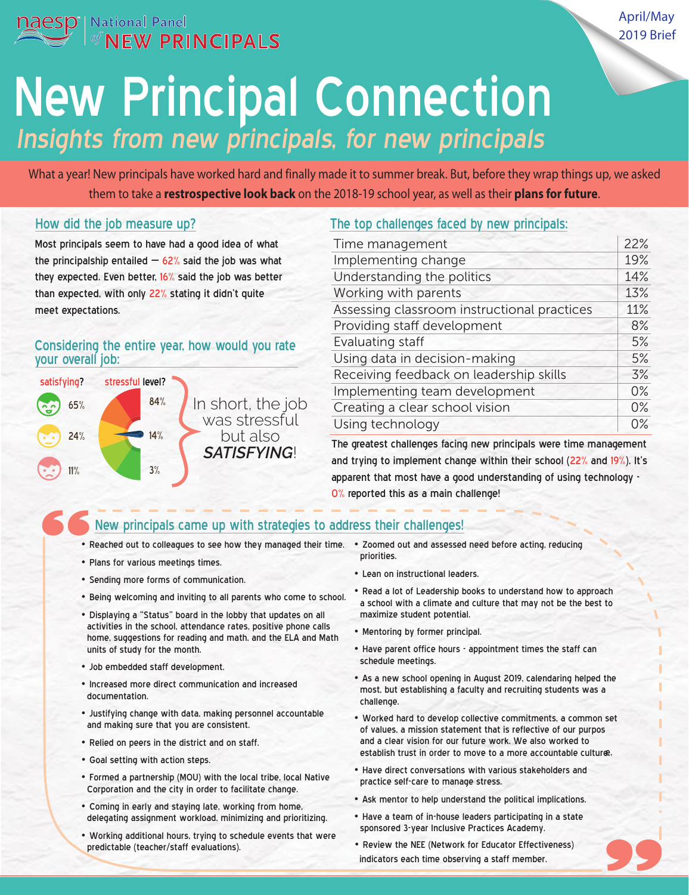naesp | National Panel of NEW PRINCIPALS

April/May 2019 Brief

# New Principal Connection

*Insights from new principals, for new principals*

What a year! New principals have worked hard and finally made it to summer break. But, before they wrap things up, we asked them to take a **restrospective look back** on the 2018-19 school year, as well as their **plans for future**.

## How did the job measure up?

Most principals seem to have had a good idea of what the principalship entailed — 62% said the job was what they expected. Even better, 16% said the job was better than expected, with only 22% stating it didn't quite meet expectations.

## Considering the entire year, how would you rate your overall job:

| satisfying? | | stressful level? | |
|---|---|---|---|
| 😊 | 65% | high | 84% |
| 😐 | 24% | medium | 14% |
| ☹ | 11% | low | 3% |

In short, the job was stressful but also ***SATISFYING***!

## The top challenges faced by new principals:

| Challenge | % |
|---|---|
| Time management | 22% |
| Implementing change | 19% |
| Understanding the politics | 14% |
| Working with parents | 13% |
| Assessing classroom instructional practices | 11% |
| Providing staff development | 8% |
| Evaluating staff | 5% |
| Using data in decision-making | 5% |
| Receiving feedback on leadership skills | 3% |
| Implementing team development | 0% |
| Creating a clear school vision | 0% |
| Using technology | 0% |

The greatest challenges facing new principals were time management and trying to implement change within their school (22% and 19%). It's apparent that most have a good understanding of using technology - 0% reported this as a main challenge!

## New principals came up with strategies to address their challenges!

- Reached out to colleagues to see how they managed their time.
- Plans for various meetings times.
- Sending more forms of communication.
- Being welcoming and inviting to all parents who come to school.
- Displaying a "Status" board in the lobby that updates on all activities in the school, attendance rates, positive phone calls home, suggestions for reading and math, and the ELA and Math units of study for the month.
- Job embedded staff development.
- Increased more direct communication and increased documentation.
- Justifying change with data, making personnel accountable and making sure that you are consistent.
- Relied on peers in the district and on staff.
- Goal setting with action steps.
- Formed a partnership (MOU) with the local tribe, local Native Corporation and the city in order to facilitate change.
- Coming in early and staying late, working from home, delegating assignment workload, minimizing and prioritizing.
- Working additional hours, trying to schedule events that were predictable (teacher/staff evaluations).
- Zoomed out and assessed need before acting, reducing priorities.
- Lean on instructional leaders.
- Read a lot of Leadership books to understand how to approach a school with a climate and culture that may not be the best to maximize student potential.
- Mentoring by former principal.
- Have parent office hours - appointment times the staff can schedule meetings.
- As a new school opening in August 2019, calendaring helped the most, but establishing a faculty and recruiting students was a challenge.
- Worked hard to develop collective commitments, a common set of values, a mission statement that is reflective of our purpos and a clear vision for our future work. We also worked to establish trust in order to move to a more accountable culture.
- Have direct conversations with various stakeholders and practice self-care to manage stress.
- Ask mentor to help understand the political implications.
- Have a team of in-house leaders participating in a state sponsored 3-year Inclusive Practices Academy.
- Review the NEE (Network for Educator Effectiveness) indicators each time observing a staff member.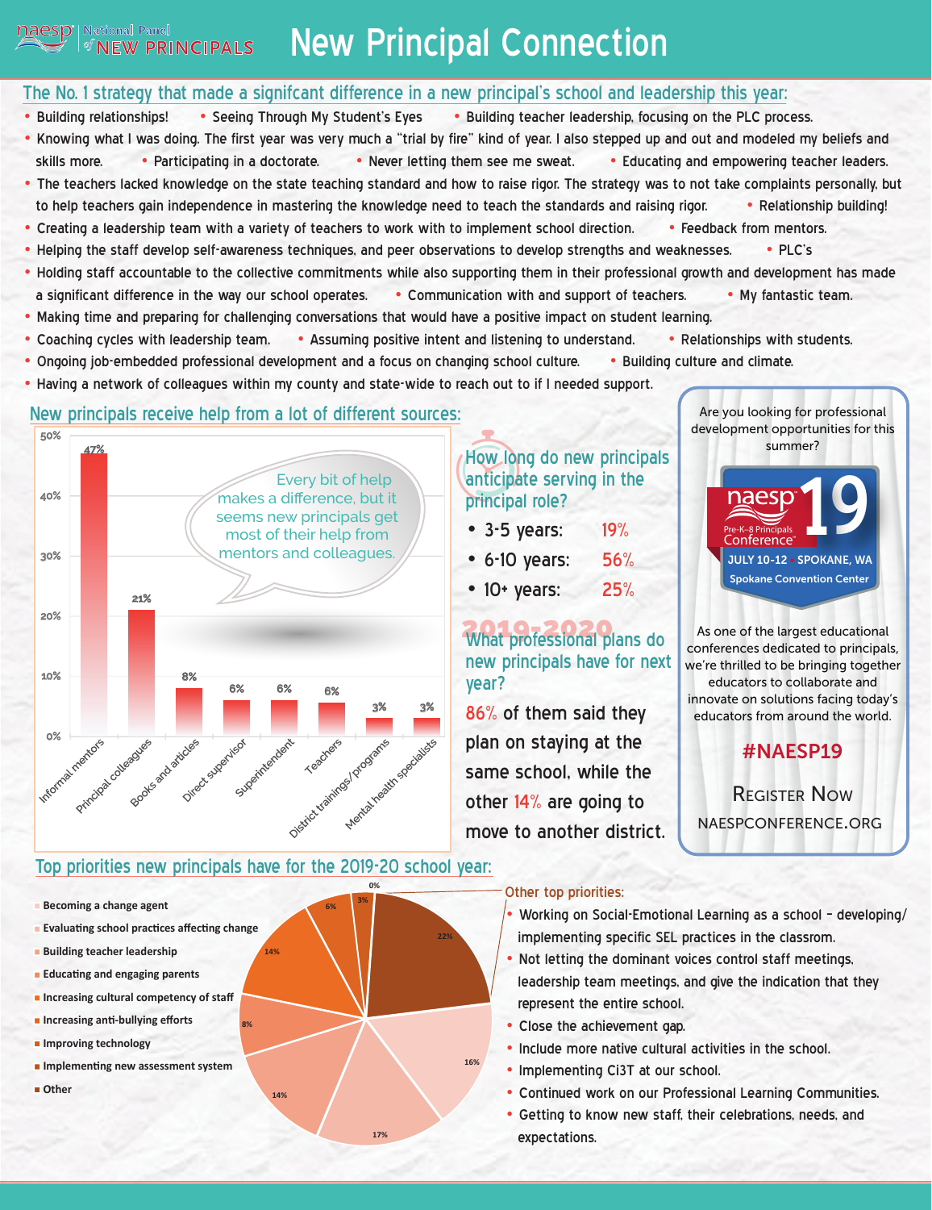# New Principal Connection

naesp National Panel of NEW PRINCIPALS

## The No. 1 strategy that made a signifcant difference in a new principal's school and leadership this year:

- Building relationships!
- Seeing Through My Student's Eyes
- Building teacher leadership, focusing on the PLC process.
- Knowing what I was doing. The first year was very much a "trial by fire" kind of year. I also stepped up and out and modeled my beliefs and skills more.
- Participating in a doctorate.
- Never letting them see me sweat.
- Educating and empowering teacher leaders.
- The teachers lacked knowledge on the state teaching standard and how to raise rigor. The strategy was to not take complaints personally, but to help teachers gain independence in mastering the knowledge need to teach the standards and raising rigor.
- Relationship building!
- Creating a leadership team with a variety of teachers to work with to implement school direction.
- Feedback from mentors.
- Helping the staff develop self-awareness techniques, and peer observations to develop strengths and weaknesses.
- PLC's
- Holding staff accountable to the collective commitments while also supporting them in their professional growth and development has made a significant difference in the way our school operates.
- Communication with and support of teachers.
- My fantastic team.
- Making time and preparing for challenging conversations that would have a positive impact on student learning.
- Coaching cycles with leadership team.
- Assuming positive intent and listening to understand.
- Relationships with students.
- Ongoing job-embedded professional development and a focus on changing school culture.
- Building culture and climate.
- Having a network of colleagues within my county and state-wide to reach out to if I needed support.

## New principals receive help from a lot of different sources:

50%
40%
30%
20%
10%
0%

47% Informal mentors
21% Principal colleagues
8% Books and articles
6% Direct supervisor
6% Superintendent
6% Teachers
3% District trainings/programs
3% Mental health specialists

Every bit of help makes a difference, but it seems new principals get most of their help from mentors and colleagues.

## How long do new principals anticipate serving in the principal role?

- 3-5 years: 19%
- 6-10 years: 56%
- 10+ years: 25%

## 2019-2020 What professional plans do new principals have for next year?

86% of them said they plan on staying at the same school, while the other 14% are going to move to another district.

Are you looking for professional development opportunities for this summer?

naesp 19 Pre-K–8 Principals Conference
JULY 10-12 • SPOKANE, WA
Spokane Convention Center

As one of the largest educational conferences dedicated to principals, we're thrilled to be bringing together educators to collaborate and innovate on solutions facing today's educators from around the world.

#NAESP19

Register Now

NAESPCONFERENCE.ORG

## Top priorities new principals have for the 2019-20 school year:

- Becoming a change agent
- Evaluating school practices affecting change
- Building teacher leadership
- Educating and engaging parents
- Increasing cultural competency of staff
- Increasing anti-bullying efforts
- Improving technology
- Implementing new assessment system
- Other

0%
22%
16%
17%
14%
8%
14%
6%
3%

### Other top priorities:

- Working on Social-Emotional Learning as a school – developing/implementing specific SEL practices in the classroom.
- Not letting the dominant voices control staff meetings, leadership team meetings, and give the indication that they represent the entire school.
- Close the achievement gap.
- Include more native cultural activities in the school.
- Implementing Ci3T at our school.
- Continued work on our Professional Learning Communities.
- Getting to know new staff, their celebrations, needs, and expectations.